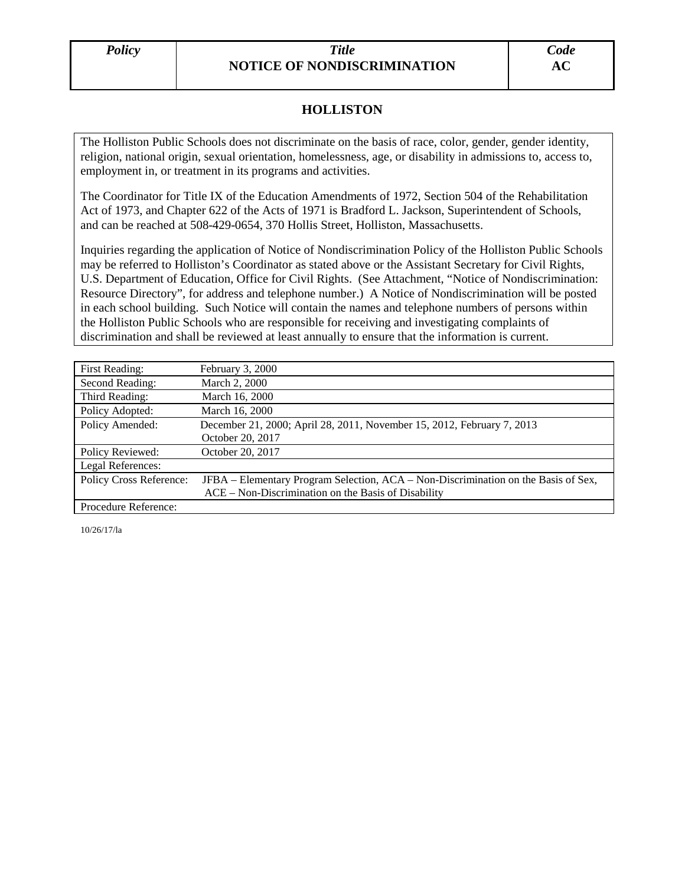| *Policy* | ***Title*** **NOTICE OF NONDISCRIMINATION** | ***Code*** **AC** |
|---|---|---|

## HOLLISTON

The Holliston Public Schools does not discriminate on the basis of race, color, gender, gender identity, religion, national origin, sexual orientation, homelessness, age, or disability in admissions to, access to, employment in, or treatment in its programs and activities.

The Coordinator for Title IX of the Education Amendments of 1972, Section 504 of the Rehabilitation Act of 1973, and Chapter 622 of the Acts of 1971 is Bradford L. Jackson, Superintendent of Schools, and can be reached at 508-429-0654, 370 Hollis Street, Holliston, Massachusetts.

Inquiries regarding the application of Notice of Nondiscrimination Policy of the Holliston Public Schools may be referred to Holliston's Coordinator as stated above or the Assistant Secretary for Civil Rights, U.S. Department of Education, Office for Civil Rights. (See Attachment, "Notice of Nondiscrimination: Resource Directory", for address and telephone number.) A Notice of Nondiscrimination will be posted in each school building. Such Notice will contain the names and telephone numbers of persons within the Holliston Public Schools who are responsible for receiving and investigating complaints of discrimination and shall be reviewed at least annually to ensure that the information is current.

| | |
|---|---|
| First Reading: | February 3, 2000 |
| Second Reading: | March 2, 2000 |
| Third Reading: | March 16, 2000 |
| Policy Adopted: | March 16, 2000 |
| Policy Amended: | December 21, 2000; April 28, 2011, November 15, 2012, February 7, 2013 October 20, 2017 |
| Policy Reviewed: | October 20, 2017 |
| Legal References: | |
| Policy Cross Reference: | JFBA – Elementary Program Selection, ACA – Non-Discrimination on the Basis of Sex, ACE – Non-Discrimination on the Basis of Disability |
| Procedure Reference: | |

10/26/17/la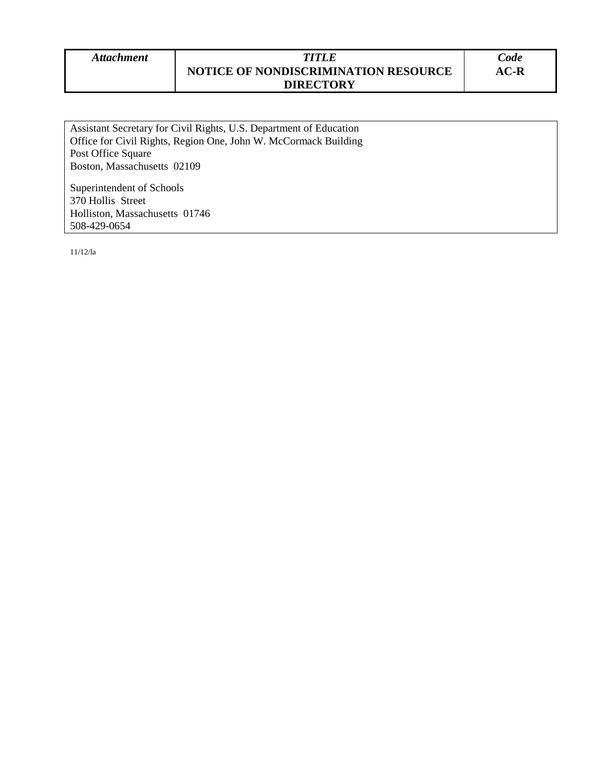| *Attachment* | *TITLE* **NOTICE OF NONDISCRIMINATION RESOURCE DIRECTORY** | *Code* **AC-R** |
| --- | --- | --- |

| |
| --- |
| Assistant Secretary for Civil Rights, U.S. Department of Education<br>Office for Civil Rights, Region One, John W. McCormack Building<br>Post Office Square<br>Boston, Massachusetts 02109<br><br>Superintendent of Schools<br>370 Hollis Street<br>Holliston, Massachusetts 01746<br>508-429-0654 |

11/12/la